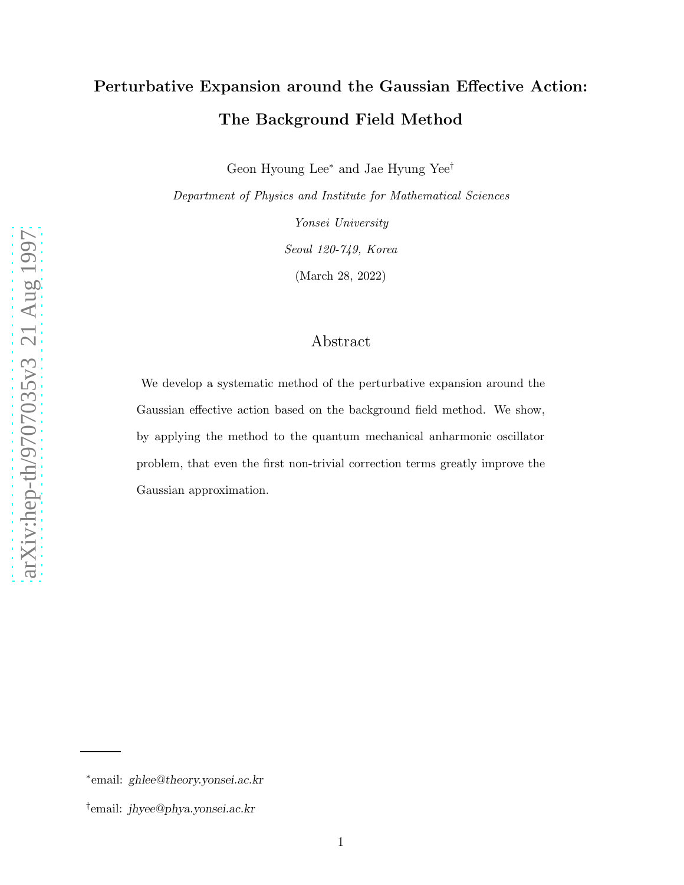# Perturbative Expansion around the Gaussian Effective Action: The Background Field Method

Geon Hyoung Lee* and Jae Hyung Yee†

*Department of Physics and Institute for Mathematical Sciences*

*Yonsei University*

*Seoul 120-749, Korea*

(March 28, 2022)

## Abstract

We develop a systematic method of the perturbative expansion around the Gaussian effective action based on the background field method. We show, by applying the method to the quantum mechanical anharmonic oscillator problem, that even the first non-trivial correction terms greatly improve the Gaussian approximation.

*email: *ghlee@theory.yonsei.ac.kr*

†email: *jhyee@phya.yonsei.ac.kr*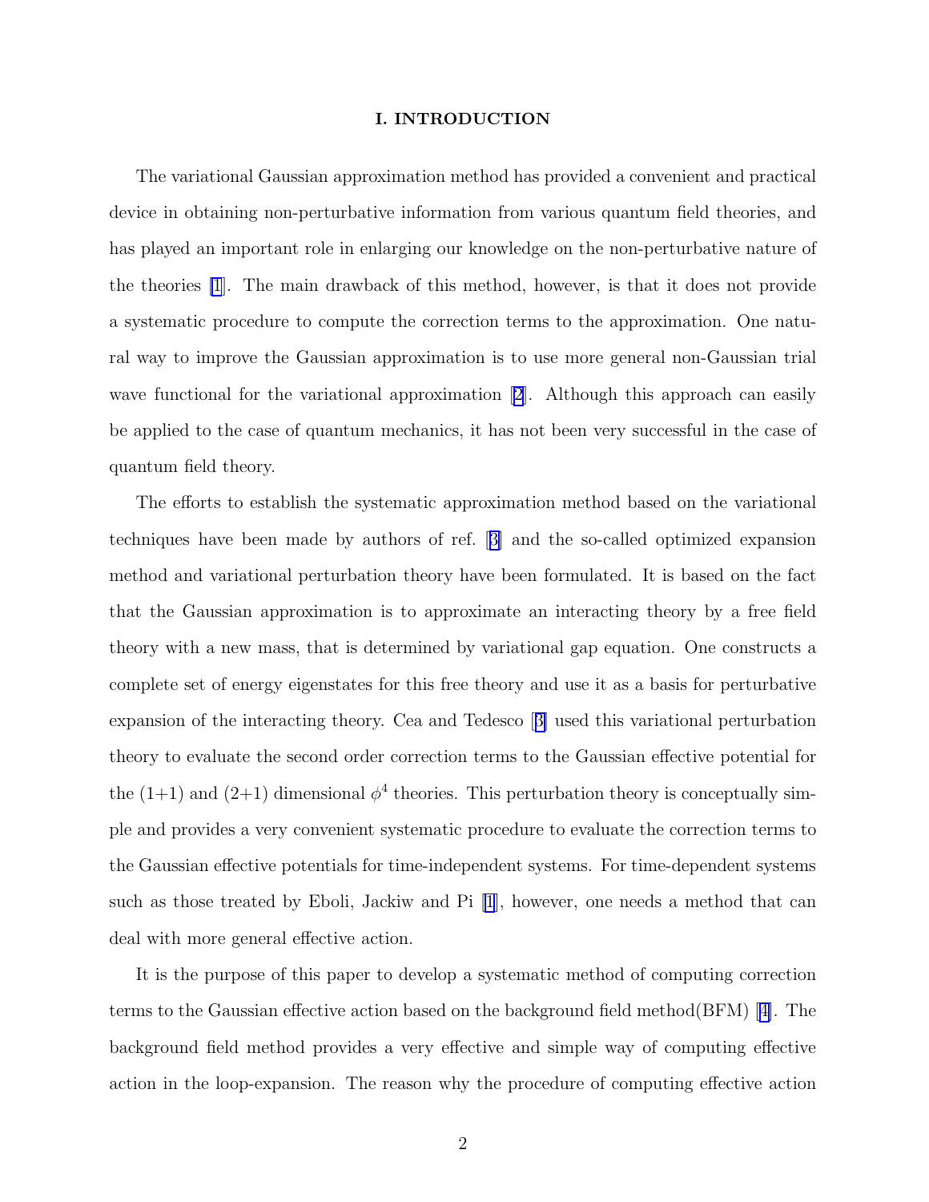## I. INTRODUCTION

The variational Gaussian approximation method has provided a convenient and practical device in obtaining non-perturbative information from various quantum field theories, and has played an important role in enlarging our knowledge on the non-perturbative nature of the theories [1]. The main drawback of this method, however, is that it does not provide a systematic procedure to compute the correction terms to the approximation. One natural way to improve the Gaussian approximation is to use more general non-Gaussian trial wave functional for the variational approximation [2]. Although this approach can easily be applied to the case of quantum mechanics, it has not been very successful in the case of quantum field theory.

The efforts to establish the systematic approximation method based on the variational techniques have been made by authors of ref. [3] and the so-called optimized expansion method and variational perturbation theory have been formulated. It is based on the fact that the Gaussian approximation is to approximate an interacting theory by a free field theory with a new mass, that is determined by variational gap equation. One constructs a complete set of energy eigenstates for this free theory and use it as a basis for perturbative expansion of the interacting theory. Cea and Tedesco [3] used this variational perturbation theory to evaluate the second order correction terms to the Gaussian effective potential for the (1+1) and (2+1) dimensional $\phi^4$ theories. This perturbation theory is conceptually simple and provides a very convenient systematic procedure to evaluate the correction terms to the Gaussian effective potentials for time-independent systems. For time-dependent systems such as those treated by Eboli, Jackiw and Pi [1], however, one needs a method that can deal with more general effective action.

It is the purpose of this paper to develop a systematic method of computing correction terms to the Gaussian effective action based on the background field method(BFM) [4]. The background field method provides a very effective and simple way of computing effective action in the loop-expansion. The reason why the procedure of computing effective action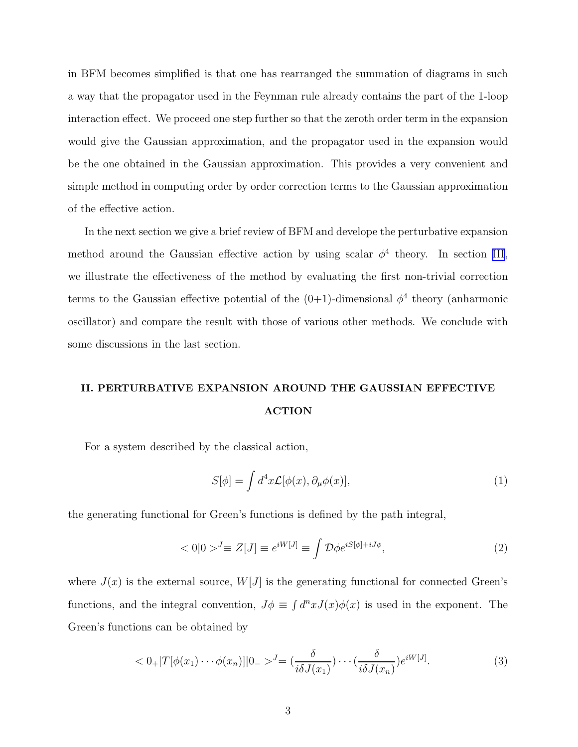in BFM becomes simplified is that one has rearranged the summation of diagrams in such a way that the propagator used in the Feynman rule already contains the part of the 1-loop interaction effect. We proceed one step further so that the zeroth order term in the expansion would give the Gaussian approximation, and the propagator used in the expansion would be the one obtained in the Gaussian approximation. This provides a very convenient and simple method in computing order by order correction terms to the Gaussian approximation of the effective action.

In the next section we give a brief review of BFM and develope the perturbative expansion method around the Gaussian effective action by using scalar $\phi^4$ theory. In section III, we illustrate the effectiveness of the method by evaluating the first non-trivial correction terms to the Gaussian effective potential of the (0+1)-dimensional $\phi^4$ theory (anharmonic oscillator) and compare the result with those of various other methods. We conclude with some discussions in the last section.

## II. PERTURBATIVE EXPANSION AROUND THE GAUSSIAN EFFECTIVE ACTION

For a system described by the classical action,

$$S[\phi] = \int d^4x \mathcal{L}[\phi(x), \partial_\mu \phi(x)], \tag{1}$$

the generating functional for Green's functions is defined by the path integral,

$$< 0|0 >^J \equiv Z[J] \equiv e^{iW[J]} \equiv \int \mathcal{D}\phi e^{iS[\phi] + iJ\phi}, \tag{2}$$

where $J(x)$ is the external source, $W[J]$ is the generating functional for connected Green's functions, and the integral convention, $J\phi \equiv \int d^n x J(x)\phi(x)$ is used in the exponent. The Green's functions can be obtained by

$$< 0_+|T[\phi(x_1)\cdots\phi(x_n)]|0_- >^J = (\frac{\delta}{i\delta J(x_1)})\cdots(\frac{\delta}{i\delta J(x_n)})e^{iW[J]}. \tag{3}$$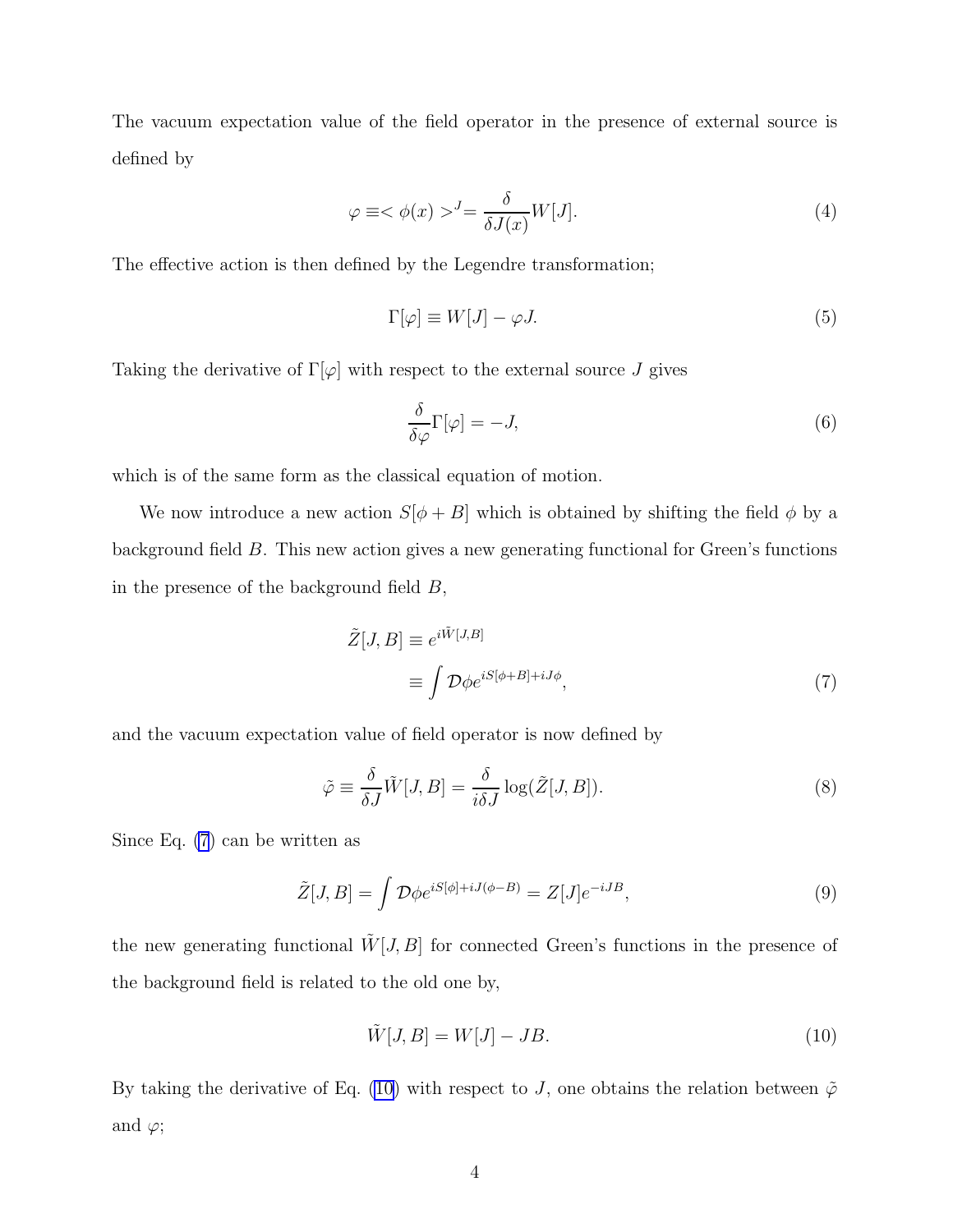The vacuum expectation value of the field operator in the presence of external source is defined by

$$\varphi \equiv < \phi(x) >^J = \frac{\delta}{\delta J(x)} W[J]. \tag{4}$$

The effective action is then defined by the Legendre transformation;

$$\Gamma[\varphi] \equiv W[J] - \varphi J. \tag{5}$$

Taking the derivative of $\Gamma[\varphi]$ with respect to the external source $J$ gives

$$\frac{\delta}{\delta \varphi} \Gamma[\varphi] = -J, \tag{6}$$

which is of the same form as the classical equation of motion.

We now introduce a new action $S[\phi + B]$ which is obtained by shifting the field $\phi$ by a background field $B$. This new action gives a new generating functional for Green's functions in the presence of the background field $B$,

$$\begin{aligned} \tilde{Z}[J, B] &\equiv e^{i\tilde{W}[J,B]} \\ &\equiv \int \mathcal{D}\phi e^{iS[\phi+B]+iJ\phi}, \end{aligned} \tag{7}$$

and the vacuum expectation value of field operator is now defined by

$$\tilde{\varphi} \equiv \frac{\delta}{\delta J} \tilde{W}[J, B] = \frac{\delta}{i\delta J} \log(\tilde{Z}[J, B]). \tag{8}$$

Since Eq. (7) can be written as

$$\tilde{Z}[J, B] = \int \mathcal{D}\phi e^{iS[\phi]+iJ(\phi-B)} = Z[J] e^{-iJB}, \tag{9}$$

the new generating functional $\tilde{W}[J, B]$ for connected Green's functions in the presence of the background field is related to the old one by,

$$\tilde{W}[J, B] = W[J] - JB. \tag{10}$$

By taking the derivative of Eq. (10) with respect to $J$, one obtains the relation between $\tilde{\varphi}$ and $\varphi$;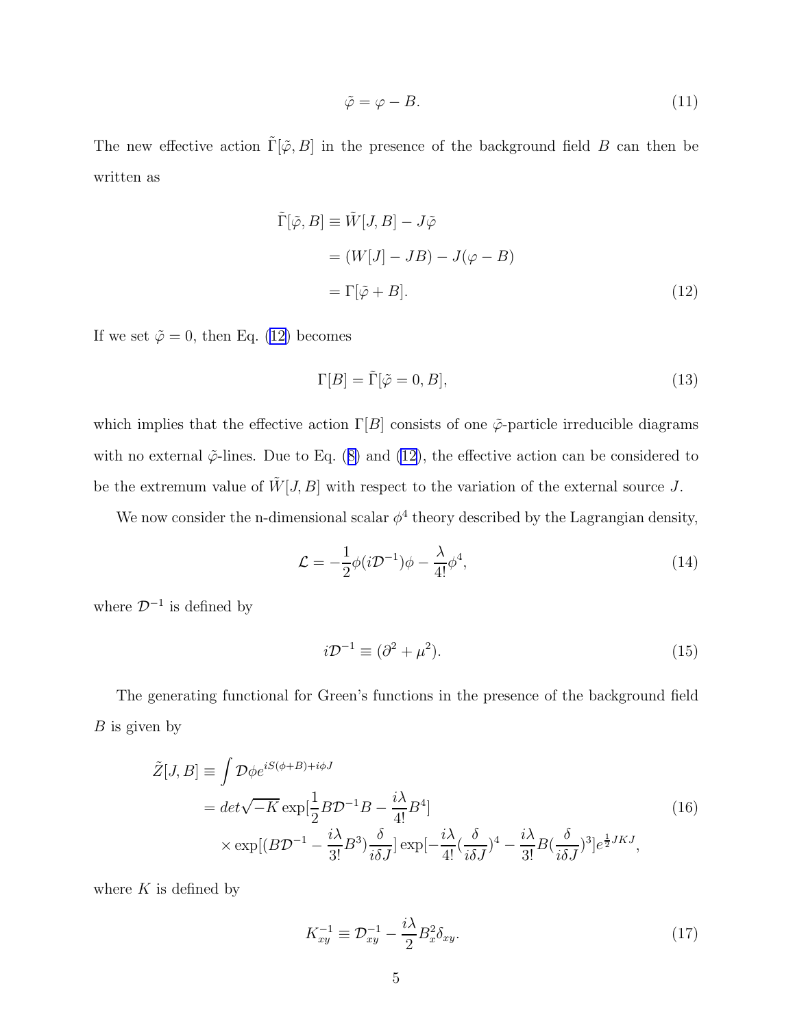$$\tilde{\varphi} = \varphi - B. \tag{11}$$

The new effective action $\tilde{\Gamma}[\tilde{\varphi}, B]$ in the presence of the background field $B$ can then be written as

$$\begin{aligned}
\tilde{\Gamma}[\tilde{\varphi}, B] &\equiv \tilde{W}[J, B] - J\tilde{\varphi} \\
&= (W[J] - JB) - J(\varphi - B) \\
&= \Gamma[\tilde{\varphi} + B].
\end{aligned} \tag{12}$$

If we set $\tilde{\varphi} = 0$, then Eq. (12) becomes

$$\Gamma[B] = \tilde{\Gamma}[\tilde{\varphi} = 0, B], \tag{13}$$

which implies that the effective action $\Gamma[B]$ consists of one $\tilde{\varphi}$-particle irreducible diagrams with no external $\tilde{\varphi}$-lines. Due to Eq. (8) and (12), the effective action can be considered to be the extremum value of $\tilde{W}[J, B]$ with respect to the variation of the external source $J$.

We now consider the n-dimensional scalar $\phi^4$ theory described by the Lagrangian density,

$$\mathcal{L} = -\frac{1}{2}\phi(i\mathcal{D}^{-1})\phi - \frac{\lambda}{4!}\phi^4, \tag{14}$$

where $\mathcal{D}^{-1}$ is defined by

$$i\mathcal{D}^{-1} \equiv (\partial^2 + \mu^2). \tag{15}$$

The generating functional for Green's functions in the presence of the background field $B$ is given by

$$\begin{aligned}
\tilde{Z}[J, B] &\equiv \int \mathcal{D}\phi e^{iS(\phi + B) + i\phi J} \\
&= det\sqrt{-K} \exp\left[\frac{1}{2}B\mathcal{D}^{-1}B - \frac{i\lambda}{4!}B^4\right] \\
&\quad \times \exp\left[(B\mathcal{D}^{-1} - \frac{i\lambda}{3!}B^3)\frac{\delta}{i\delta J}\right] \exp\left[-\frac{i\lambda}{4!}\left(\frac{\delta}{i\delta J}\right)^4 - \frac{i\lambda}{3!}B\left(\frac{\delta}{i\delta J}\right)^3\right] e^{\frac{1}{2}JKJ},
\end{aligned} \tag{16}$$

where $K$ is defined by

$$K^{-1}_{xy} \equiv \mathcal{D}^{-1}_{xy} - \frac{i\lambda}{2}B^2_x \delta_{xy}. \tag{17}$$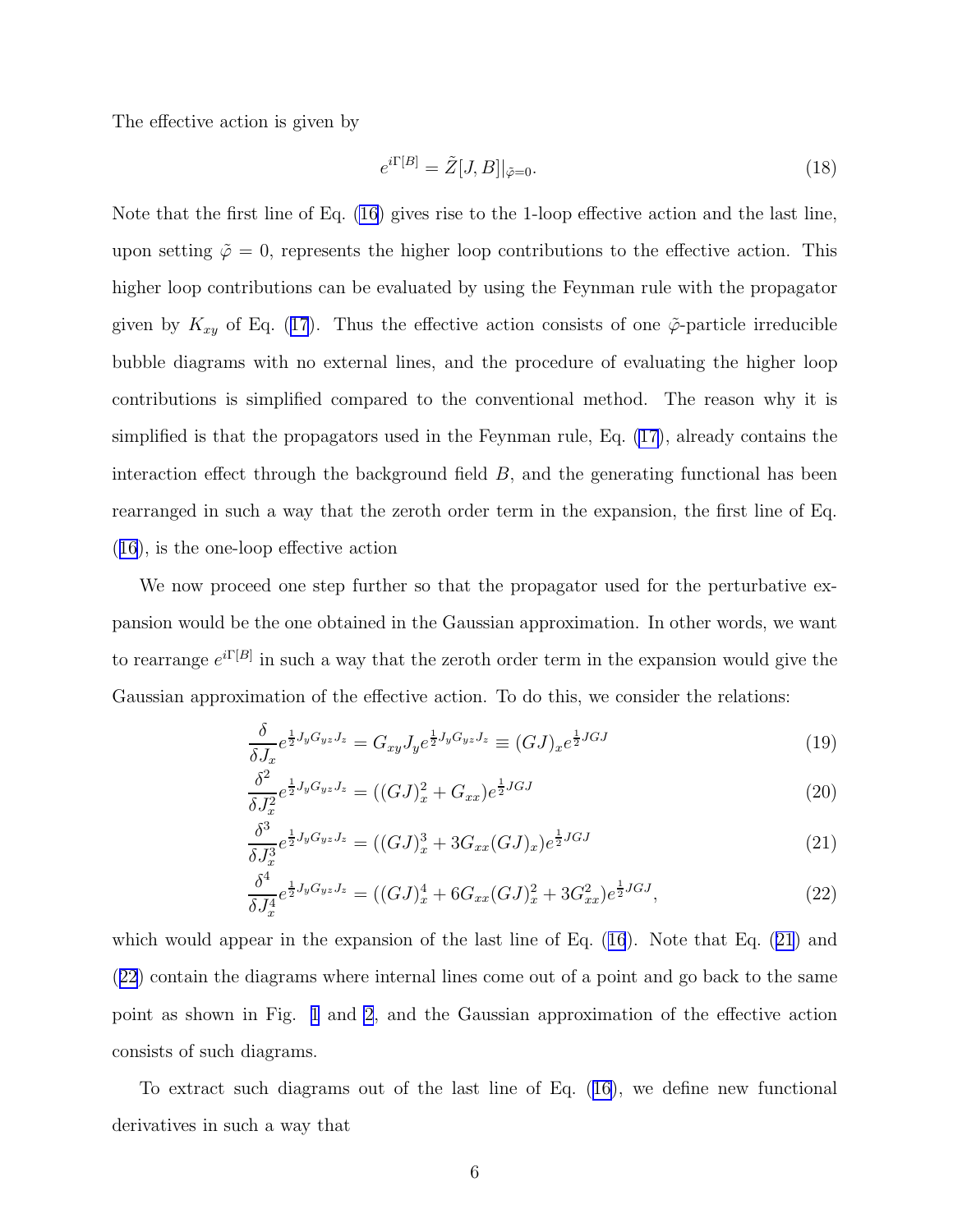The effective action is given by

$$e^{i\Gamma[B]} = \tilde{Z}[J,B]|_{\tilde{\varphi}=0}. \tag{18}$$

Note that the first line of Eq. (16) gives rise to the 1-loop effective action and the last line, upon setting $\tilde{\varphi} = 0$, represents the higher loop contributions to the effective action. This higher loop contributions can be evaluated by using the Feynman rule with the propagator given by $K_{xy}$ of Eq. (17). Thus the effective action consists of one $\tilde{\varphi}$-particle irreducible bubble diagrams with no external lines, and the procedure of evaluating the higher loop contributions is simplified compared to the conventional method. The reason why it is simplified is that the propagators used in the Feynman rule, Eq. (17), already contains the interaction effect through the background field $B$, and the generating functional has been rearranged in such a way that the zeroth order term in the expansion, the first line of Eq. (16), is the one-loop effective action

We now proceed one step further so that the propagator used for the perturbative expansion would be the one obtained in the Gaussian approximation. In other words, we want to rearrange $e^{i\Gamma[B]}$ in such a way that the zeroth order term in the expansion would give the Gaussian approximation of the effective action. To do this, we consider the relations:

$$\frac{\delta}{\delta J_x} e^{\frac{1}{2}J_y G_{yz} J_z} = G_{xy} J_y e^{\frac{1}{2}J_y G_{yz} J_z} \equiv (GJ)_x e^{\frac{1}{2}JGJ} \tag{19}$$

$$\frac{\delta^2}{\delta J_x^2} e^{\frac{1}{2}J_y G_{yz} J_z} = ((GJ)_x^2 + G_{xx}) e^{\frac{1}{2}JGJ} \tag{20}$$

$$\frac{\delta^3}{\delta J_x^3} e^{\frac{1}{2}J_y G_{yz} J_z} = ((GJ)_x^3 + 3G_{xx}(GJ)_x) e^{\frac{1}{2}JGJ} \tag{21}$$

$$\frac{\delta^4}{\delta J_x^4} e^{\frac{1}{2}J_y G_{yz} J_z} = ((GJ)_x^4 + 6G_{xx}(GJ)_x^2 + 3G_{xx}^2) e^{\frac{1}{2}JGJ}, \tag{22}$$

which would appear in the expansion of the last line of Eq. (16). Note that Eq. (21) and (22) contain the diagrams where internal lines come out of a point and go back to the same point as shown in Fig. 1 and 2, and the Gaussian approximation of the effective action consists of such diagrams.

To extract such diagrams out of the last line of Eq. (16), we define new functional derivatives in such a way that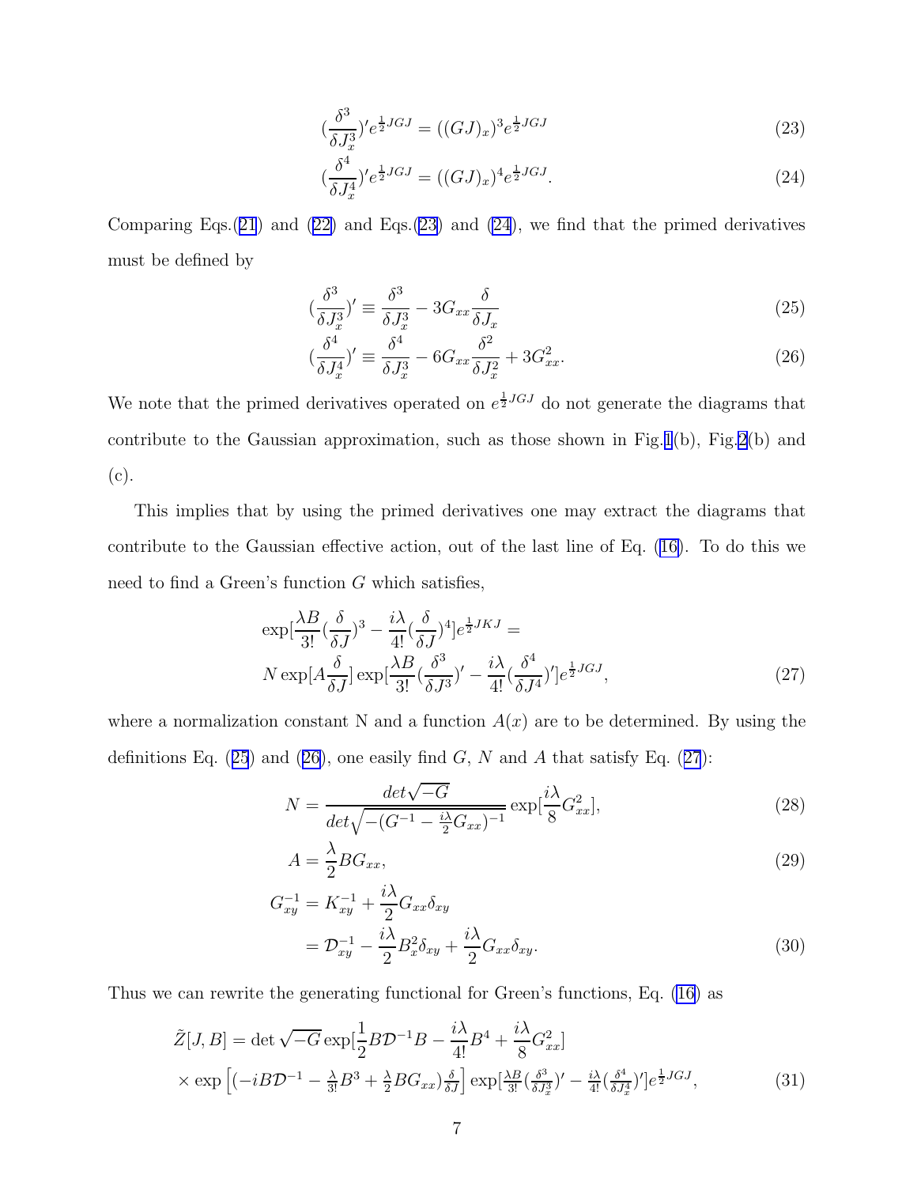$$(\frac{\delta^3}{\delta J_x^3})' e^{\frac{1}{2}JGJ} = ((GJ)_x)^3 e^{\frac{1}{2}JGJ} \tag{23}$$

$$(\frac{\delta^4}{\delta J_x^4})' e^{\frac{1}{2}JGJ} = ((GJ)_x)^4 e^{\frac{1}{2}JGJ}. \tag{24}$$

Comparing Eqs.(21) and (22) and Eqs.(23) and (24), we find that the primed derivatives must be defined by

$$(\frac{\delta^3}{\delta J_x^3})' \equiv \frac{\delta^3}{\delta J_x^3} - 3G_{xx}\frac{\delta}{\delta J_x} \tag{25}$$

$$(\frac{\delta^4}{\delta J_x^4})' \equiv \frac{\delta^4}{\delta J_x^3} - 6G_{xx}\frac{\delta^2}{\delta J_x^2} + 3G_{xx}^2. \tag{26}$$

We note that the primed derivatives operated on $e^{\frac{1}{2}JGJ}$ do not generate the diagrams that contribute to the Gaussian approximation, such as those shown in Fig.1(b), Fig.2(b) and (c).

This implies that by using the primed derivatives one may extract the diagrams that contribute to the Gaussian effective action, out of the last line of Eq. (16). To do this we need to find a Green's function $G$ which satisfies,

$$\exp[\frac{\lambda B}{3!}(\frac{\delta}{\delta J})^3 - \frac{i\lambda}{4!}(\frac{\delta}{\delta J})^4] e^{\frac{1}{2}JKJ} =$$
$$N \exp[A\frac{\delta}{\delta J}] \exp[\frac{\lambda B}{3!}(\frac{\delta^3}{\delta J^3})' - \frac{i\lambda}{4!}(\frac{\delta^4}{\delta J^4})'] e^{\frac{1}{2}JGJ}, \tag{27}$$

where a normalization constant N and a function $A(x)$ are to be determined. By using the definitions Eq. (25) and (26), one easily find $G$, $N$ and $A$ that satisfy Eq. (27):

$$N = \frac{det\sqrt{-G}}{det\sqrt{-(G^{-1} - \frac{i\lambda}{2}G_{xx})^{-1}}} \exp[\frac{i\lambda}{8}G_{xx}^2], \tag{28}$$

$$A = \frac{\lambda}{2}BG_{xx}, \tag{29}$$

$$G_{xy}^{-1} = K_{xy}^{-1} + \frac{i\lambda}{2}G_{xx}\delta_{xy}$$
$$= \mathcal{D}_{xy}^{-1} - \frac{i\lambda}{2}B_x^2\delta_{xy} + \frac{i\lambda}{2}G_{xx}\delta_{xy}. \tag{30}$$

Thus we can rewrite the generating functional for Green's functions, Eq. (16) as

$$\tilde{Z}[J,B] = \det\sqrt{-G}\exp[\frac{1}{2}B\mathcal{D}^{-1}B - \frac{i\lambda}{4!}B^4 + \frac{i\lambda}{8}G_{xx}^2]$$
$$\times \exp\left[(-iB\mathcal{D}^{-1} - \tfrac{\lambda}{3!}B^3 + \tfrac{\lambda}{2}BG_{xx})\tfrac{\delta}{\delta J}\right] \exp[\tfrac{\lambda B}{3!}(\tfrac{\delta^3}{\delta J_x^3})' - \tfrac{i\lambda}{4!}(\tfrac{\delta^4}{\delta J_x^4})'] e^{\frac{1}{2}JGJ}, \tag{31}$$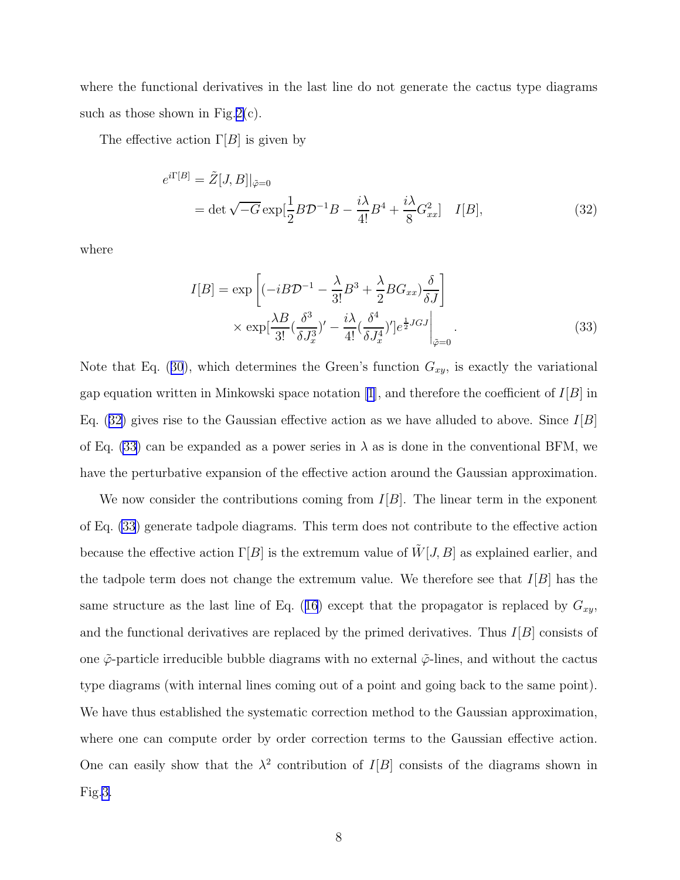where the functional derivatives in the last line do not generate the cactus type diagrams such as those shown in Fig.2(c).

The effective action $\Gamma[B]$ is given by

$$
\begin{aligned}
e^{i\Gamma[B]} &= \tilde{Z}[J,B]|_{\tilde{\varphi}=0} \\
&= \det\sqrt{-G}\exp[\frac{1}{2}B\mathcal{D}^{-1}B - \frac{i\lambda}{4!}B^4 + \frac{i\lambda}{8}G_{xx}^2] \quad I[B],
\end{aligned} \tag{32}
$$

where

$$
\begin{aligned}
I[B] = \exp&\left[(-iB\mathcal{D}^{-1} - \frac{\lambda}{3!}B^3 + \frac{\lambda}{2}BG_{xx})\frac{\delta}{\delta J}\right] \\
&\times \exp[\frac{\lambda B}{3!}(\frac{\delta^3}{\delta J_x^3})' - \frac{i\lambda}{4!}(\frac{\delta^4}{\delta J_x^4})']e^{\frac{1}{2}JGJ}\bigg|_{\tilde{\varphi}=0}.
\end{aligned} \tag{33}
$$

Note that Eq. (30), which determines the Green's function $G_{xy}$, is exactly the variational gap equation written in Minkowski space notation [1], and therefore the coefficient of $I[B]$ in Eq. (32) gives rise to the Gaussian effective action as we have alluded to above. Since $I[B]$ of Eq. (33) can be expanded as a power series in $\lambda$ as is done in the conventional BFM, we have the perturbative expansion of the effective action around the Gaussian approximation.

We now consider the contributions coming from $I[B]$. The linear term in the exponent of Eq. (33) generate tadpole diagrams. This term does not contribute to the effective action because the effective action $\Gamma[B]$ is the extremum value of $\tilde{W}[J,B]$ as explained earlier, and the tadpole term does not change the extremum value. We therefore see that $I[B]$ has the same structure as the last line of Eq. (16) except that the propagator is replaced by $G_{xy}$, and the functional derivatives are replaced by the primed derivatives. Thus $I[B]$ consists of one $\tilde{\varphi}$-particle irreducible bubble diagrams with no external $\tilde{\varphi}$-lines, and without the cactus type diagrams (with internal lines coming out of a point and going back to the same point). We have thus established the systematic correction method to the Gaussian approximation, where one can compute order by order correction terms to the Gaussian effective action. One can easily show that the $\lambda^2$ contribution of $I[B]$ consists of the diagrams shown in Fig.3.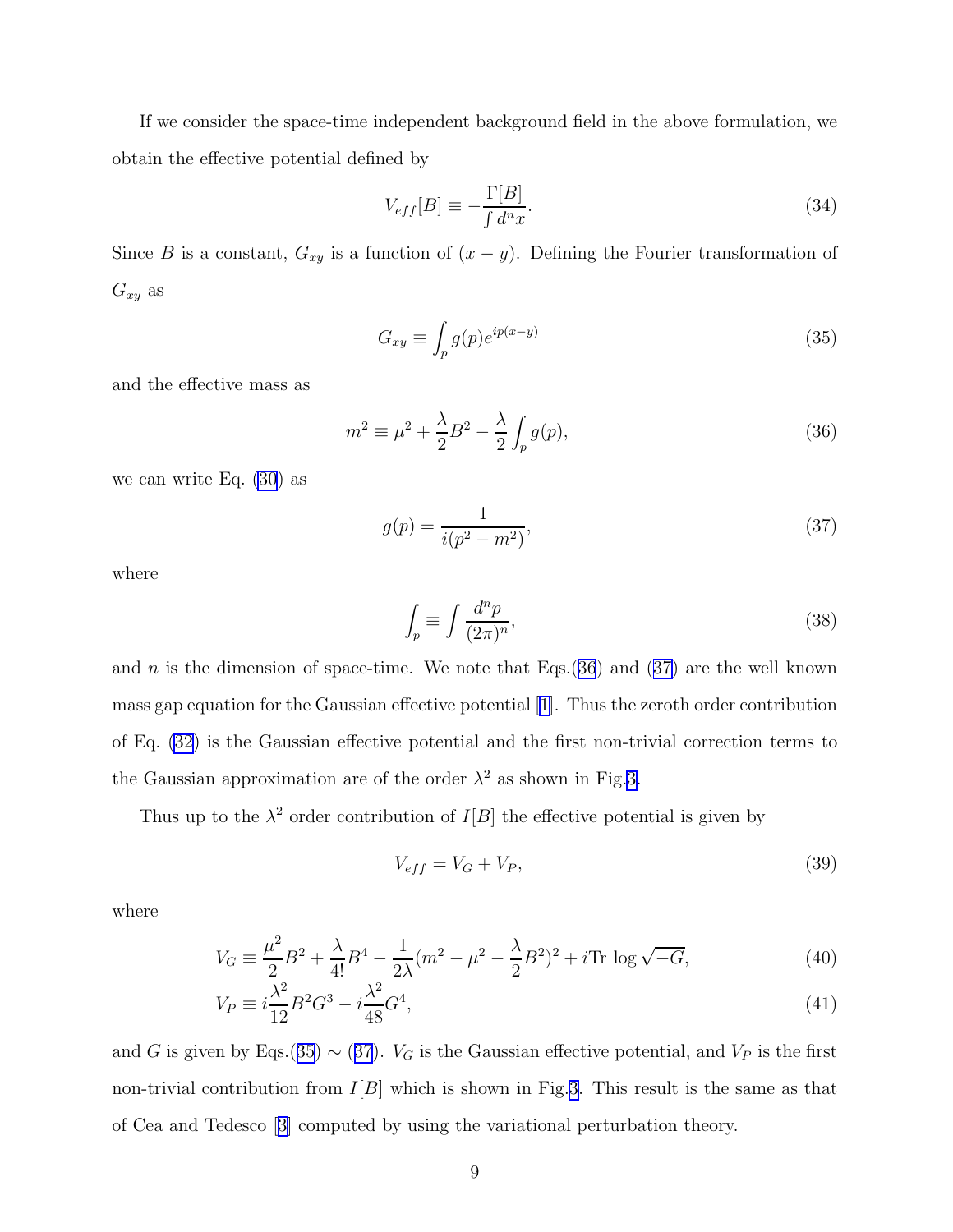If we consider the space-time independent background field in the above formulation, we obtain the effective potential defined by

$$V_{eff}[B] \equiv -\frac{\Gamma[B]}{\int d^n x}. \tag{34}$$

Since $B$ is a constant, $G_{xy}$ is a function of $(x-y)$. Defining the Fourier transformation of $G_{xy}$ as

$$G_{xy} \equiv \int_p g(p) e^{ip(x-y)} \tag{35}$$

and the effective mass as

$$m^2 \equiv \mu^2 + \frac{\lambda}{2} B^2 - \frac{\lambda}{2} \int_p g(p), \tag{36}$$

we can write Eq. (30) as

$$g(p) = \frac{1}{i(p^2 - m^2)}, \tag{37}$$

where

$$\int_p \equiv \int \frac{d^n p}{(2\pi)^n}, \tag{38}$$

and $n$ is the dimension of space-time. We note that Eqs.(36) and (37) are the well known mass gap equation for the Gaussian effective potential [1]. Thus the zeroth order contribution of Eq. (32) is the Gaussian effective potential and the first non-trivial correction terms to the Gaussian approximation are of the order $\lambda^2$ as shown in Fig.3.

Thus up to the $\lambda^2$ order contribution of $I[B]$ the effective potential is given by

$$V_{eff} = V_G + V_P, \tag{39}$$

where

$$V_G \equiv \frac{\mu^2}{2} B^2 + \frac{\lambda}{4!} B^4 - \frac{1}{2\lambda}(m^2 - \mu^2 - \frac{\lambda}{2} B^2)^2 + i \mathrm{Tr} \log \sqrt{-G}, \tag{40}$$

$$V_P \equiv i \frac{\lambda^2}{12} B^2 G^3 - i \frac{\lambda^2}{48} G^4, \tag{41}$$

and $G$ is given by Eqs.(35) $\sim$ (37). $V_G$ is the Gaussian effective potential, and $V_P$ is the first non-trivial contribution from $I[B]$ which is shown in Fig.3. This result is the same as that of Cea and Tedesco [3] computed by using the variational perturbation theory.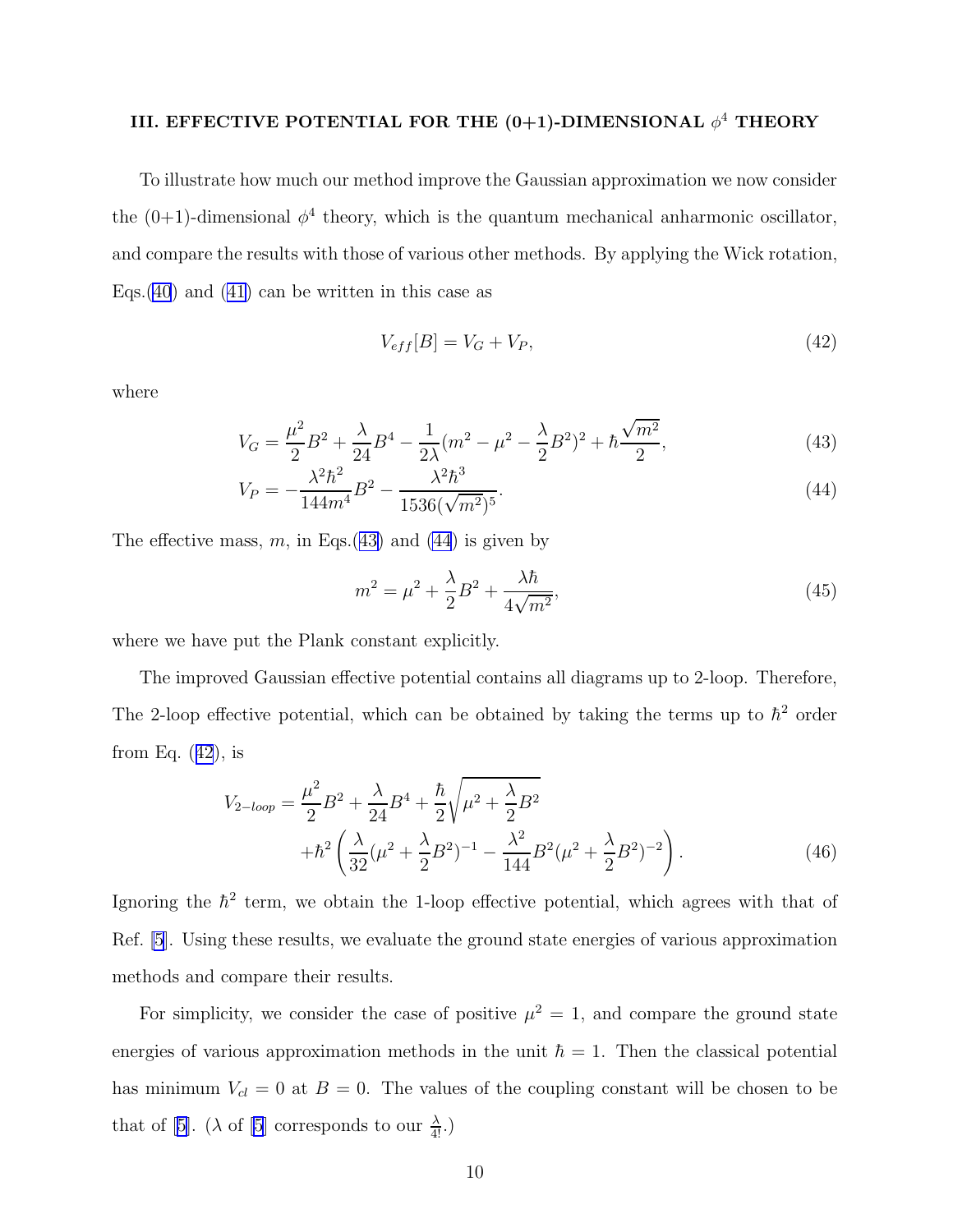### III. EFFECTIVE POTENTIAL FOR THE (0+1)-DIMENSIONAL $\phi^4$ THEORY

To illustrate how much our method improve the Gaussian approximation we now consider the (0+1)-dimensional $\phi^4$ theory, which is the quantum mechanical anharmonic oscillator, and compare the results with those of various other methods. By applying the Wick rotation, Eqs.(40) and (41) can be written in this case as

$$V_{eff}[B] = V_G + V_P, \tag{42}$$

where

$$V_G = \frac{\mu^2}{2}B^2 + \frac{\lambda}{24}B^4 - \frac{1}{2\lambda}(m^2 - \mu^2 - \frac{\lambda}{2}B^2)^2 + \hbar\frac{\sqrt{m^2}}{2}, \tag{43}$$

$$V_P = -\frac{\lambda^2\hbar^2}{144m^4}B^2 - \frac{\lambda^2\hbar^3}{1536(\sqrt{m^2})^5}. \tag{44}$$

The effective mass, $m$, in Eqs.(43) and (44) is given by

$$m^2 = \mu^2 + \frac{\lambda}{2}B^2 + \frac{\lambda\hbar}{4\sqrt{m^2}}, \tag{45}$$

where we have put the Plank constant explicitly.

The improved Gaussian effective potential contains all diagrams up to 2-loop. Therefore, The 2-loop effective potential, which can be obtained by taking the terms up to $\hbar^2$ order from Eq. (42), is

$$V_{2-loop} = \frac{\mu^2}{2}B^2 + \frac{\lambda}{24}B^4 + \frac{\hbar}{2}\sqrt{\mu^2 + \frac{\lambda}{2}B^2} + \hbar^2\left(\frac{\lambda}{32}(\mu^2 + \frac{\lambda}{2}B^2)^{-1} - \frac{\lambda^2}{144}B^2(\mu^2 + \frac{\lambda}{2}B^2)^{-2}\right). \tag{46}$$

Ignoring the $\hbar^2$ term, we obtain the 1-loop effective potential, which agrees with that of Ref. [5]. Using these results, we evaluate the ground state energies of various approximation methods and compare their results.

For simplicity, we consider the case of positive $\mu^2 = 1$, and compare the ground state energies of various approximation methods in the unit $\hbar = 1$. Then the classical potential has minimum $V_{cl} = 0$ at $B = 0$. The values of the coupling constant will be chosen to be that of [5]. ($\lambda$ of [5] corresponds to our $\frac{\lambda}{4!}$.)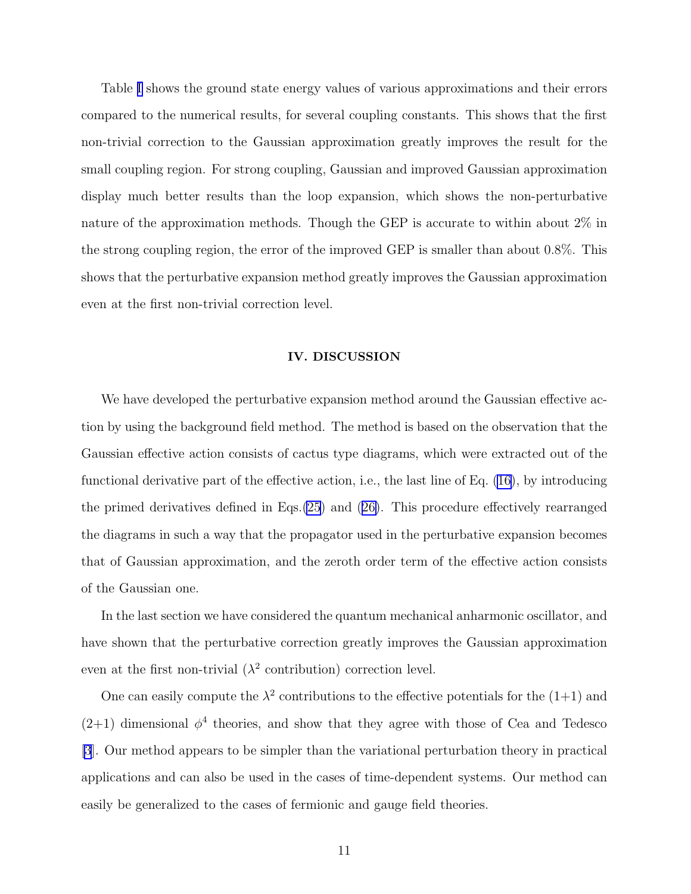Table I shows the ground state energy values of various approximations and their errors compared to the numerical results, for several coupling constants. This shows that the first non-trivial correction to the Gaussian approximation greatly improves the result for the small coupling region. For strong coupling, Gaussian and improved Gaussian approximation display much better results than the loop expansion, which shows the non-perturbative nature of the approximation methods. Though the GEP is accurate to within about 2% in the strong coupling region, the error of the improved GEP is smaller than about 0.8%. This shows that the perturbative expansion method greatly improves the Gaussian approximation even at the first non-trivial correction level.

## IV. DISCUSSION

We have developed the perturbative expansion method around the Gaussian effective action by using the background field method. The method is based on the observation that the Gaussian effective action consists of cactus type diagrams, which were extracted out of the functional derivative part of the effective action, i.e., the last line of Eq. (16), by introducing the primed derivatives defined in Eqs.(25) and (26). This procedure effectively rearranged the diagrams in such a way that the propagator used in the perturbative expansion becomes that of Gaussian approximation, and the zeroth order term of the effective action consists of the Gaussian one.

In the last section we have considered the quantum mechanical anharmonic oscillator, and have shown that the perturbative correction greatly improves the Gaussian approximation even at the first non-trivial ($\lambda^2$ contribution) correction level.

One can easily compute the $\lambda^2$ contributions to the effective potentials for the (1+1) and (2+1) dimensional $\phi^4$ theories, and show that they agree with those of Cea and Tedesco [3]. Our method appears to be simpler than the variational perturbation theory in practical applications and can also be used in the cases of time-dependent systems. Our method can easily be generalized to the cases of fermionic and gauge field theories.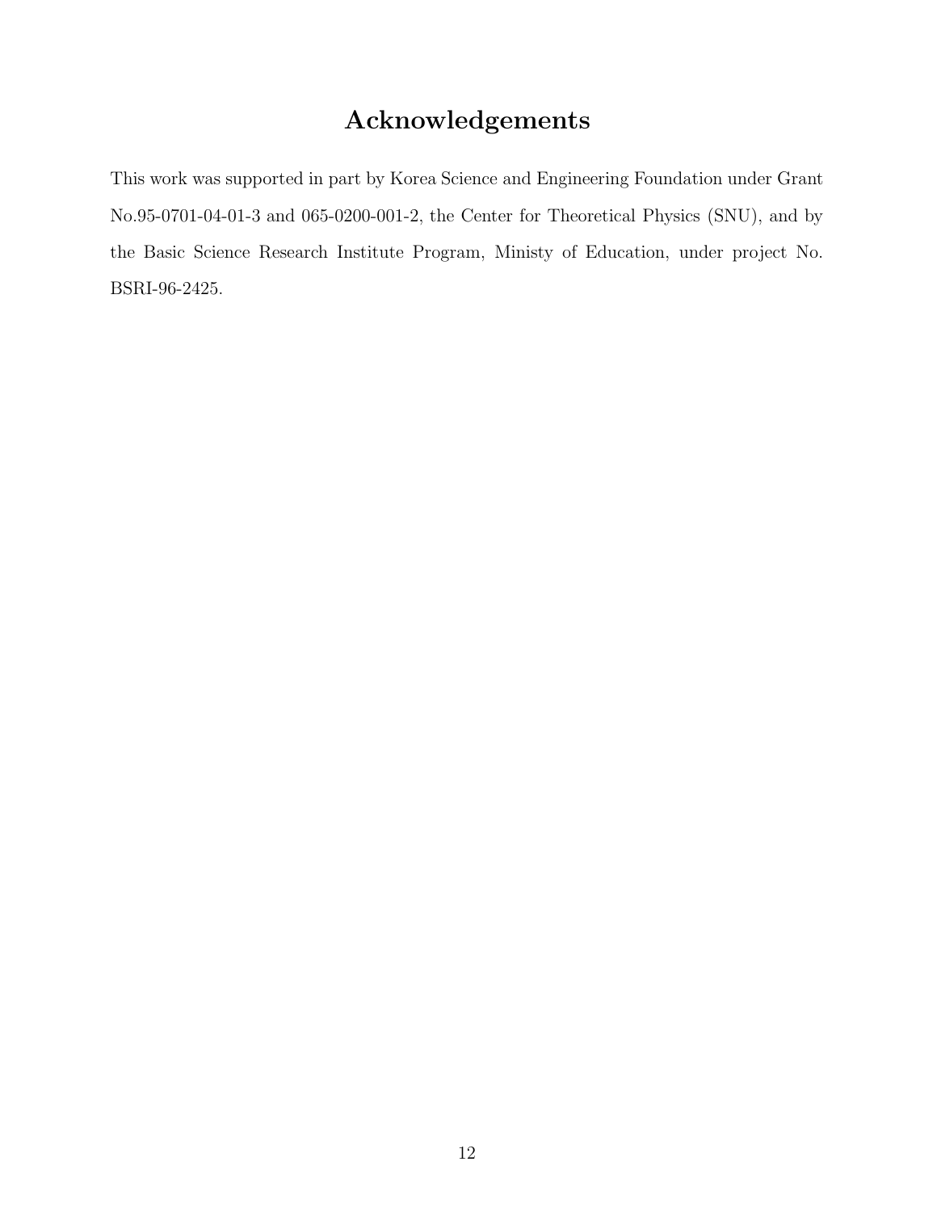# Acknowledgements

This work was supported in part by Korea Science and Engineering Foundation under Grant No.95-0701-04-01-3 and 065-0200-001-2, the Center for Theoretical Physics (SNU), and by the Basic Science Research Institute Program, Ministy of Education, under project No. BSRI-96-2425.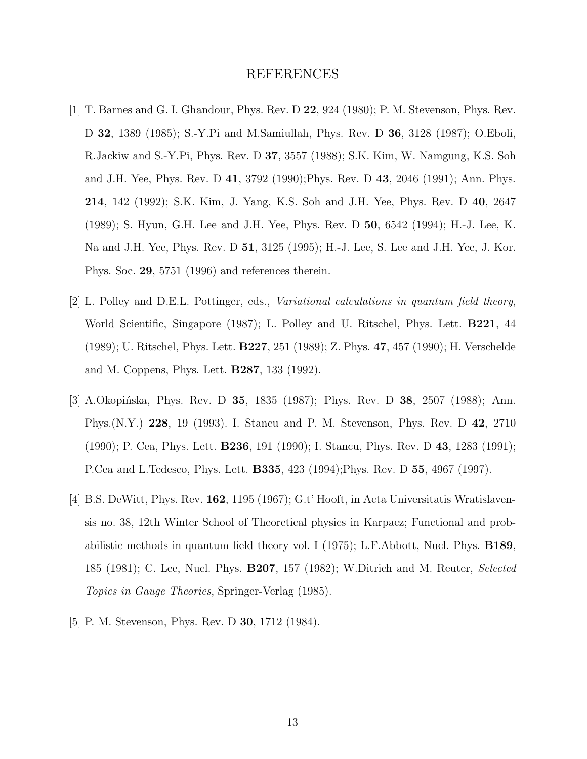# REFERENCES

[1] T. Barnes and G. I. Ghandour, Phys. Rev. D **22**, 924 (1980); P. M. Stevenson, Phys. Rev. D **32**, 1389 (1985); S.-Y.Pi and M.Samiullah, Phys. Rev. D **36**, 3128 (1987); O.Eboli, R.Jackiw and S.-Y.Pi, Phys. Rev. D **37**, 3557 (1988); S.K. Kim, W. Namgung, K.S. Soh and J.H. Yee, Phys. Rev. D **41**, 3792 (1990);Phys. Rev. D **43**, 2046 (1991); Ann. Phys. **214**, 142 (1992); S.K. Kim, J. Yang, K.S. Soh and J.H. Yee, Phys. Rev. D **40**, 2647 (1989); S. Hyun, G.H. Lee and J.H. Yee, Phys. Rev. D **50**, 6542 (1994); H.-J. Lee, K. Na and J.H. Yee, Phys. Rev. D **51**, 3125 (1995); H.-J. Lee, S. Lee and J.H. Yee, J. Kor. Phys. Soc. **29**, 5751 (1996) and references therein.

[2] L. Polley and D.E.L. Pottinger, eds., *Variational calculations in quantum field theory*, World Scientific, Singapore (1987); L. Polley and U. Ritschel, Phys. Lett. **B221**, 44 (1989); U. Ritschel, Phys. Lett. **B227**, 251 (1989); Z. Phys. **47**, 457 (1990); H. Verschelde and M. Coppens, Phys. Lett. **B287**, 133 (1992).

[3] A.Okopińska, Phys. Rev. D **35**, 1835 (1987); Phys. Rev. D **38**, 2507 (1988); Ann. Phys.(N.Y.) **228**, 19 (1993). I. Stancu and P. M. Stevenson, Phys. Rev. D **42**, 2710 (1990); P. Cea, Phys. Lett. **B236**, 191 (1990); I. Stancu, Phys. Rev. D **43**, 1283 (1991); P.Cea and L.Tedesco, Phys. Lett. **B335**, 423 (1994);Phys. Rev. D **55**, 4967 (1997).

[4] B.S. DeWitt, Phys. Rev. **162**, 1195 (1967); G.t' Hooft, in Acta Universitatis Wratislavensis no. 38, 12th Winter School of Theoretical physics in Karpacz; Functional and probabilistic methods in quantum field theory vol. I (1975); L.F.Abbott, Nucl. Phys. **B189**, 185 (1981); C. Lee, Nucl. Phys. **B207**, 157 (1982); W.Ditrich and M. Reuter, *Selected Topics in Gauge Theories*, Springer-Verlag (1985).

[5] P. M. Stevenson, Phys. Rev. D **30**, 1712 (1984).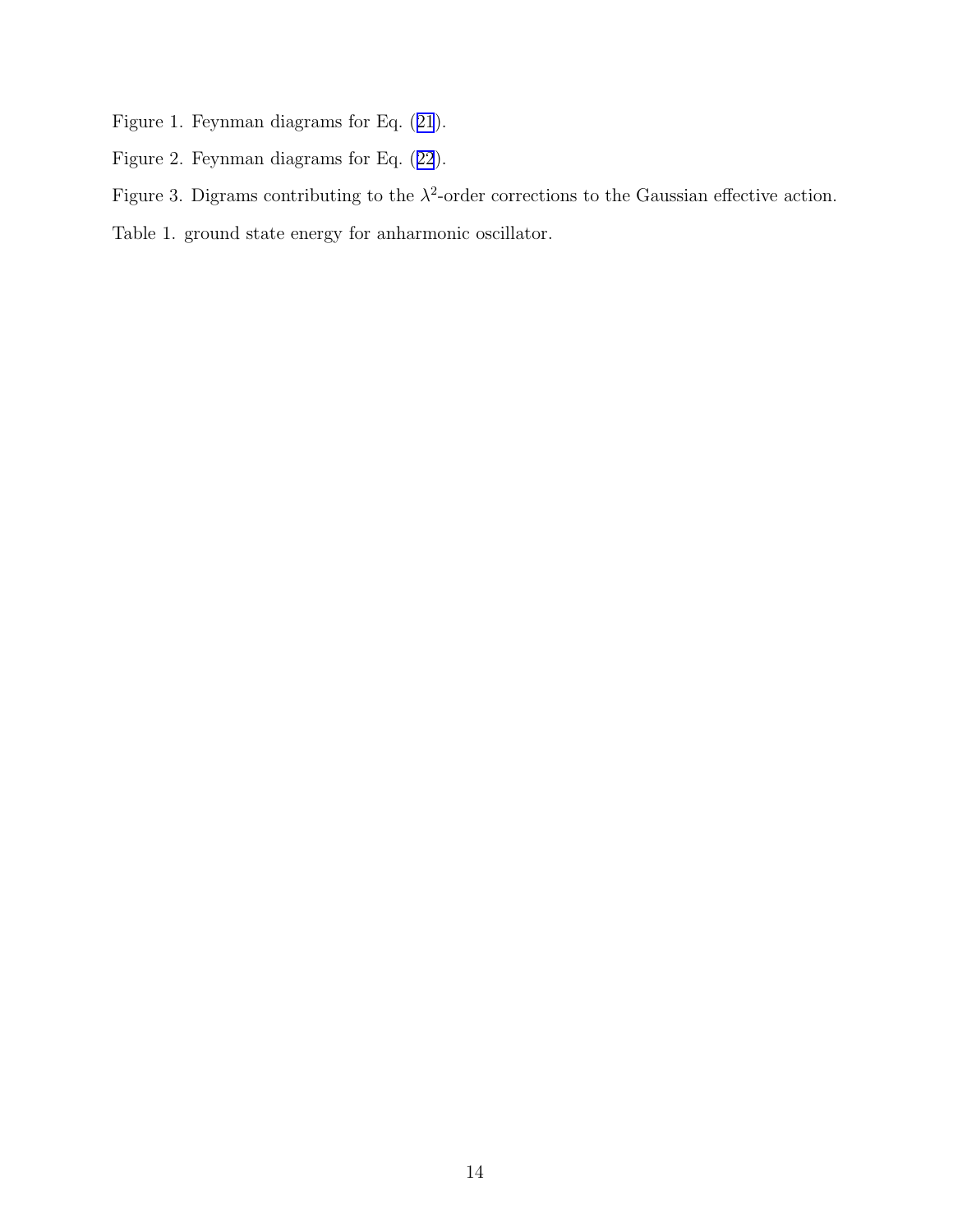Figure 1. Feynman diagrams for Eq. (21).

Figure 2. Feynman diagrams for Eq. (22).

Figure 3. Digrams contributing to the $\lambda^2$-order corrections to the Gaussian effective action.

Table 1. ground state energy for anharmonic oscillator.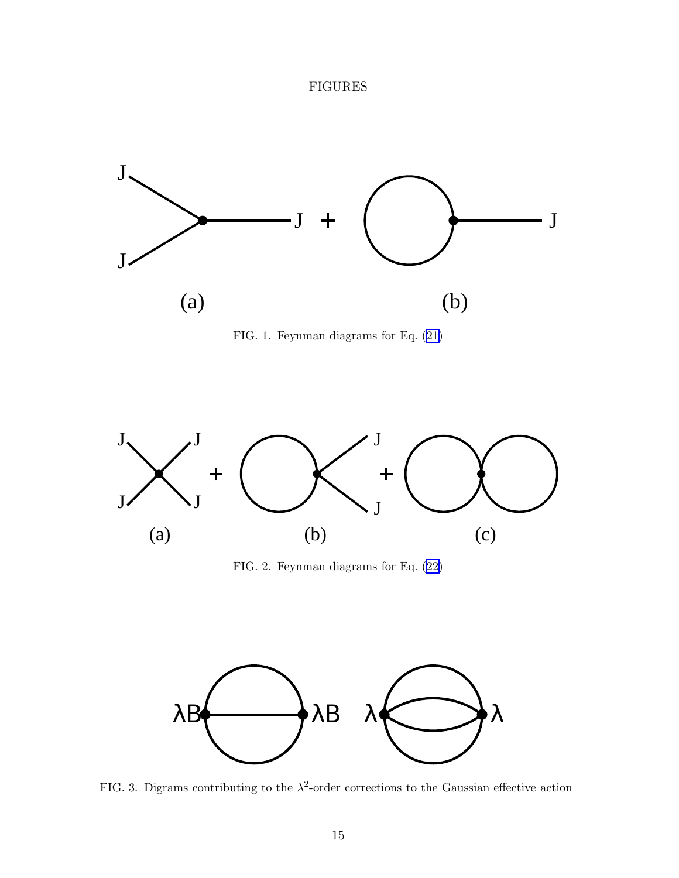FIGURES

FIG. 1. Feynman diagrams for Eq. (21)

FIG. 2. Feynman diagrams for Eq. (22)

FIG. 3. Digrams contributing to the $\lambda^2$-order corrections to the Gaussian effective action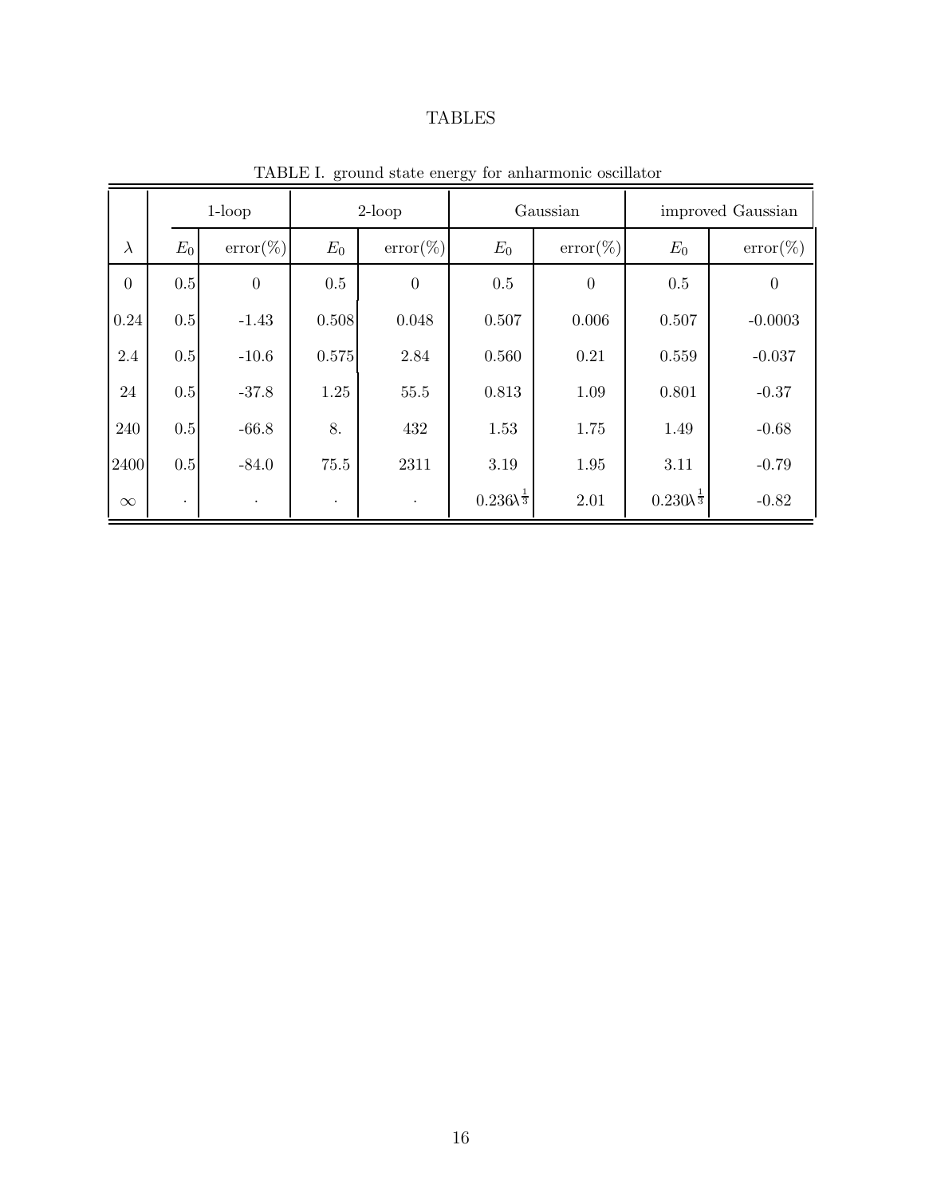# TABLES

TABLE I. ground state energy for anharmonic oscillator

| | 1-loop | | 2-loop | | Gaussian | | improved Gaussian | |
|---|---|---|---|---|---|---|---|---|
| $\lambda$ | $E_0$ | error(%) | $E_0$ | error(%) | $E_0$ | error(%) | $E_0$ | error(%) |
| 0 | 0.5 | 0 | 0.5 | 0 | 0.5 | 0 | 0.5 | 0 |
| 0.24 | 0.5 | -1.43 | 0.508 | 0.048 | 0.507 | 0.006 | 0.507 | -0.0003 |
| 2.4 | 0.5 | -10.6 | 0.575 | 2.84 | 0.560 | 0.21 | 0.559 | -0.037 |
| 24 | 0.5 | -37.8 | 1.25 | 55.5 | 0.813 | 1.09 | 0.801 | -0.37 |
| 240 | 0.5 | -66.8 | 8. | 432 | 1.53 | 1.75 | 1.49 | -0.68 |
| 2400 | 0.5 | -84.0 | 75.5 | 2311 | 3.19 | 1.95 | 3.11 | -0.79 |
| $\infty$ | · | · | · | · | $0.236\lambda^{\frac{1}{3}}$ | 2.01 | $0.230\lambda^{\frac{1}{3}}$ | -0.82 |